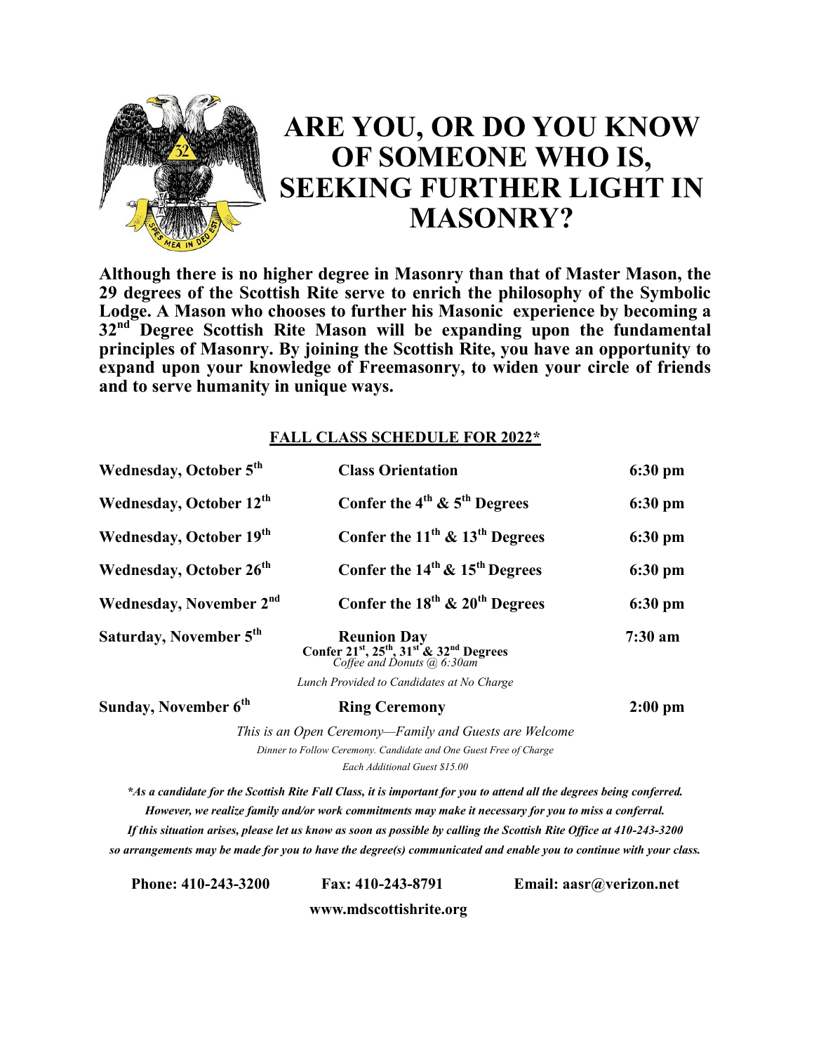# ARE YOU, OR DO YOU KNOW OF SOMEONE WHO IS, SEEKING FURTHER LIGHT IN MASONRY?

**Although there is no higher degree in Masonry than that of Master Mason, the 29 degrees of the Scottish Rite serve to enrich the philosophy of the Symbolic Lodge. A Mason who chooses to further his Masonic experience by becoming a 32nd Degree Scottish Rite Mason will be expanding upon the fundamental principles of Masonry. By joining the Scottish Rite, you have an opportunity to expand upon your knowledge of Freemasonry, to widen your circle of friends and to serve humanity in unique ways.**

## FALL CLASS SCHEDULE FOR 2022*

| | | |
|---|---|---|
| **Wednesday, October 5th** | **Class Orientation** | **6:30 pm** |
| **Wednesday, October 12th** | **Confer the 4th & 5th Degrees** | **6:30 pm** |
| **Wednesday, October 19th** | **Confer the 11th & 13th Degrees** | **6:30 pm** |
| **Wednesday, October 26th** | **Confer the 14th & 15th Degrees** | **6:30 pm** |
| **Wednesday, November 2nd** | **Confer the 18th & 20th Degrees** | **6:30 pm** |
| **Saturday, November 5th** | **Reunion Day** **Confer 21st, 25th, 31st & 32nd Degrees** *Coffee and Donuts @ 6:30am* *Lunch Provided to Candidates at No Charge* | **7:30 am** |
| **Sunday, November 6th** | **Ring Ceremony** | **2:00 pm** |

*This is an Open Ceremony—Family and Guests are Welcome*

*Dinner to Follow Ceremony. Candidate and One Guest Free of Charge*

*Each Additional Guest $15.00*

***As a candidate for the Scottish Rite Fall Class, it is important for you to attend all the degrees being conferred. However, we realize family and/or work commitments may make it necessary for you to miss a conferral. If this situation arises, please let us know as soon as possible by calling the Scottish Rite Office at 410-243-3200 so arrangements may be made for you to have the degree(s) communicated and enable you to continue with your class.***

**Phone: 410-243-3200** **Fax: 410-243-8791** **Email: aasr@verizon.net**

**www.mdscottishrite.org**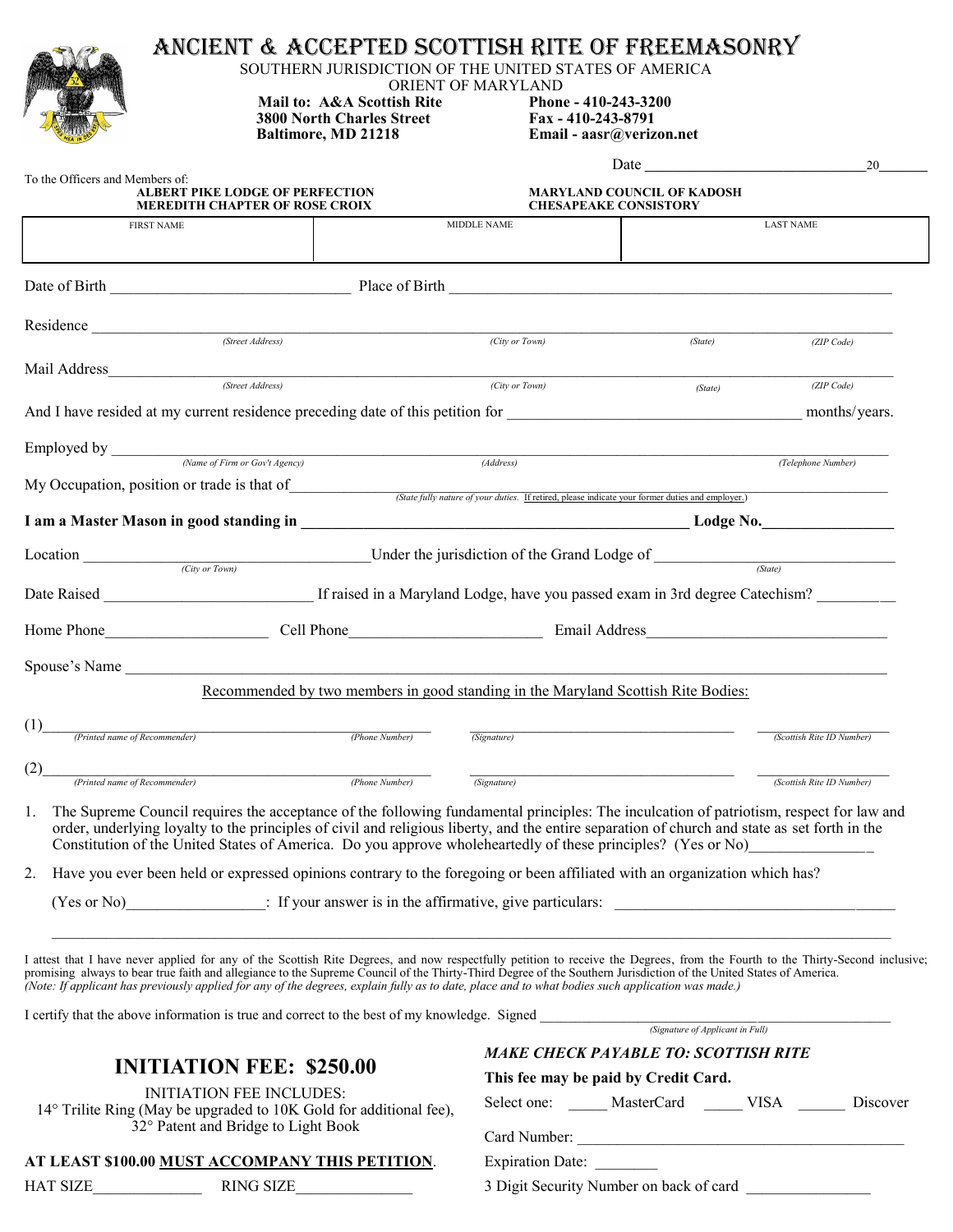# ANCIENT & ACCEPTED SCOTTISH RITE OF FREEMASONRY

SOUTHERN JURISDICTION OF THE UNITED STATES OF AMERICA
ORIENT OF MARYLAND

**Mail to: A&A Scottish Rite**
**3800 North Charles Street**
**Baltimore, MD 21218**

**Phone - 410-243-3200**
**Fax - 410-243-8791**
**Email - aasr@verizon.net**

Date ______________________________ 20_______

To the Officers and Members of:

**ALBERT PIKE LODGE OF PERFECTION**
**MEREDITH CHAPTER OF ROSE CROIX**

**MARYLAND COUNCIL OF KADOSH**
**CHESAPEAKE CONSISTORY**

| FIRST NAME | MIDDLE NAME | LAST NAME |
|---|---|---|
| | | |

Date of Birth ______________________________ Place of Birth ______________________________

Residence ____________________________________________________________
(Street Address) (City or Town) (State) (ZIP Code)

Mail Address ____________________________________________________________
(Street Address) (City or Town) (State) (ZIP Code)

And I have resided at my current residence preceding date of this petition for ______________________ months/years.

Employed by ____________________________________________________________
(Name of Firm or Gov't Agency) (Address) (Telephone Number)

My Occupation, position or trade is that of ______________________________
(State fully nature of your duties. If retired, please indicate your former duties and employer.)

**I am a Master Mason in good standing in ______________________________ Lodge No.________________**

Location ______________________________ Under the jurisdiction of the Grand Lodge of ______________________________
(City or Town) (State)

Date Raised ______________________________ If raised in a Maryland Lodge, have you passed exam in 3rd degree Catechism? __________

Home Phone____________________ Cell Phone________________________ Email Address______________________________

Spouse's Name ____________________________________________________________

Recommended by two members in good standing in the Maryland Scottish Rite Bodies:

(1)______________________________ ______________ ______________________________ ______________________
(Printed name of Recommender) (Phone Number) (Signature) (Scottish Rite ID Number)

(2)______________________________ ______________ ______________________________ ______________________
(Printed name of Recommender) (Phone Number) (Signature) (Scottish Rite ID Number)

1. The Supreme Council requires the acceptance of the following fundamental principles: The inculcation of patriotism, respect for law and order, underlying loyalty to the principles of civil and religious liberty, and the entire separation of church and state as set forth in the Constitution of the United States of America. Do you approve wholeheartedly of these principles? (Yes or No)________________

2. Have you ever been held or expressed opinions contrary to the foregoing or been affiliated with an organization which has?

   (Yes or No)_________________: If your answer is in the affirmative, give particulars: ______________________________

   ____________________________________________________________

I attest that I have never applied for any of the Scottish Rite Degrees, and now respectfully petition to receive the Degrees, from the Fourth to the Thirty-Second inclusive; promising always to bear true faith and allegiance to the Supreme Council of the Thirty-Third Degree of the Southern Jurisdiction of the United States of America.
*(Note: If applicant has previously applied for any of the degrees, explain fully as to date, place and to what bodies such application was made.)*

I certify that the above information is true and correct to the best of my knowledge. Signed ______________________________
(Signature of Applicant in Full)

## INITIATION FEE: $250.00

INITIATION FEE INCLUDES:
14° Trilite Ring (May be upgraded to 10K Gold for additional fee),
32° Patent and Bridge to Light Book

**AT LEAST $100.00 MUST ACCOMPANY THIS PETITION.**

HAT SIZE______________ RING SIZE_______________

***MAKE CHECK PAYABLE TO: SCOTTISH RITE***

**This fee may be paid by Credit Card.**

Select one: _____ MasterCard _____ VISA ______ Discover

Card Number: ______________________________

Expiration Date: ________

3 Digit Security Number on back of card ________________